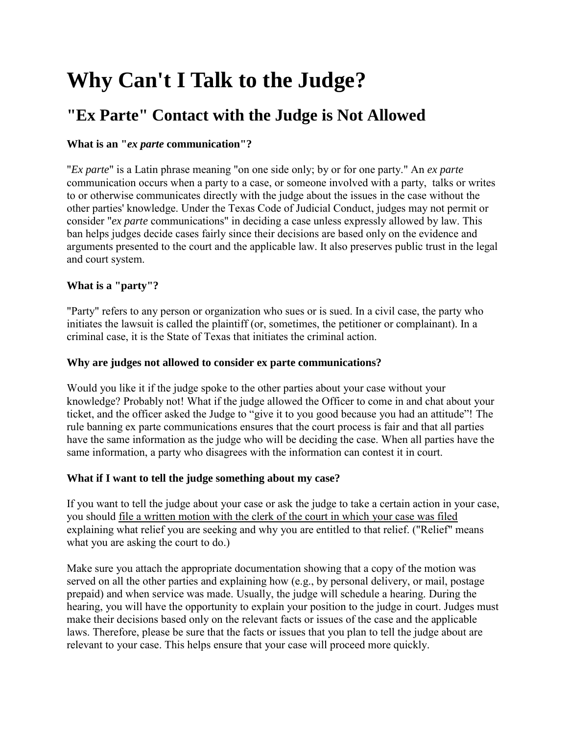# Why Can't I Talk to the Judge?

## "Ex Parte" Contact with the Judge is Not Allowed

**What is an "*ex parte* communication"?**

"*Ex parte*" is a Latin phrase meaning "on one side only; by or for one party." An *ex parte* communication occurs when a party to a case, or someone involved with a party, talks or writes to or otherwise communicates directly with the judge about the issues in the case without the other parties' knowledge. Under the Texas Code of Judicial Conduct, judges may not permit or consider "*ex parte* communications" in deciding a case unless expressly allowed by law. This ban helps judges decide cases fairly since their decisions are based only on the evidence and arguments presented to the court and the applicable law. It also preserves public trust in the legal and court system.

**What is a "party"?**

"Party" refers to any person or organization who sues or is sued. In a civil case, the party who initiates the lawsuit is called the plaintiff (or, sometimes, the petitioner or complainant). In a criminal case, it is the State of Texas that initiates the criminal action.

**Why are judges not allowed to consider ex parte communications?**

Would you like it if the judge spoke to the other parties about your case without your knowledge? Probably not! What if the judge allowed the Officer to come in and chat about your ticket, and the officer asked the Judge to "give it to you good because you had an attitude"! The rule banning ex parte communications ensures that the court process is fair and that all parties have the same information as the judge who will be deciding the case. When all parties have the same information, a party who disagrees with the information can contest it in court.

**What if I want to tell the judge something about my case?**

If you want to tell the judge about your case or ask the judge to take a certain action in your case, you should file a written motion with the clerk of the court in which your case was filed explaining what relief you are seeking and why you are entitled to that relief. ("Relief" means what you are asking the court to do.)

Make sure you attach the appropriate documentation showing that a copy of the motion was served on all the other parties and explaining how (e.g., by personal delivery, or mail, postage prepaid) and when service was made. Usually, the judge will schedule a hearing. During the hearing, you will have the opportunity to explain your position to the judge in court. Judges must make their decisions based only on the relevant facts or issues of the case and the applicable laws. Therefore, please be sure that the facts or issues that you plan to tell the judge about are relevant to your case. This helps ensure that your case will proceed more quickly.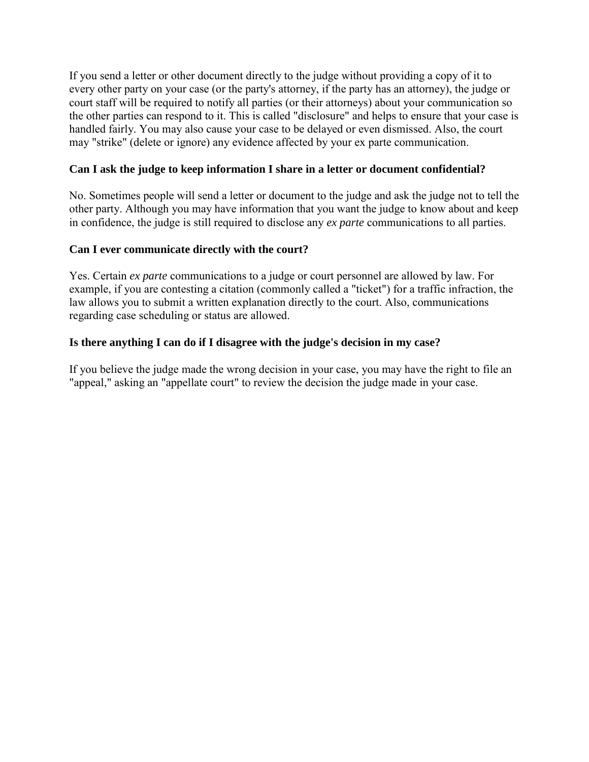If you send a letter or other document directly to the judge without providing a copy of it to every other party on your case (or the party's attorney, if the party has an attorney), the judge or court staff will be required to notify all parties (or their attorneys) about your communication so the other parties can respond to it. This is called "disclosure" and helps to ensure that your case is handled fairly. You may also cause your case to be delayed or even dismissed. Also, the court may "strike" (delete or ignore) any evidence affected by your ex parte communication.

**Can I ask the judge to keep information I share in a letter or document confidential?**

No. Sometimes people will send a letter or document to the judge and ask the judge not to tell the other party. Although you may have information that you want the judge to know about and keep in confidence, the judge is still required to disclose any *ex parte* communications to all parties.

**Can I ever communicate directly with the court?**

Yes. Certain *ex parte* communications to a judge or court personnel are allowed by law. For example, if you are contesting a citation (commonly called a "ticket") for a traffic infraction, the law allows you to submit a written explanation directly to the court. Also, communications regarding case scheduling or status are allowed.

**Is there anything I can do if I disagree with the judge's decision in my case?**

If you believe the judge made the wrong decision in your case, you may have the right to file an "appeal," asking an "appellate court" to review the decision the judge made in your case.